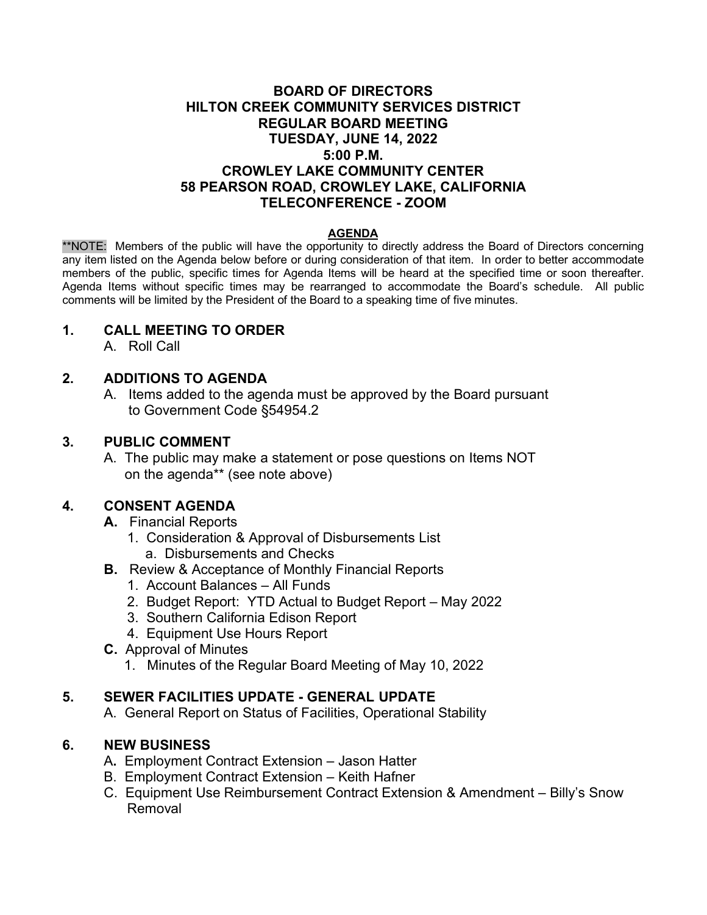# BOARD OF DIRECTORS
# HILTON CREEK COMMUNITY SERVICES DISTRICT
# REGULAR BOARD MEETING
# TUESDAY, JUNE 14, 2022
# 5:00 P.M.
# CROWLEY LAKE COMMUNITY CENTER
# 58 PEARSON ROAD, CROWLEY LAKE, CALIFORNIA
# TELECONFERENCE - ZOOM

## AGENDA

**NOTE: Members of the public will have the opportunity to directly address the Board of Directors concerning any item listed on the Agenda below before or during consideration of that item. In order to better accommodate members of the public, specific times for Agenda Items will be heard at the specified time or soon thereafter. Agenda Items without specific times may be rearranged to accommodate the Board's schedule. All public comments will be limited by the President of the Board to a speaking time of five minutes.

## 1. CALL MEETING TO ORDER

A. Roll Call

## 2. ADDITIONS TO AGENDA

A. Items added to the agenda must be approved by the Board pursuant to Government Code §54954.2

## 3. PUBLIC COMMENT

A. The public may make a statement or pose questions on Items NOT on the agenda** (see note above)

## 4. CONSENT AGENDA

**A.** Financial Reports
   1. Consideration & Approval of Disbursements List
      a. Disbursements and Checks

**B.** Review & Acceptance of Monthly Financial Reports
   1. Account Balances – All Funds
   2. Budget Report: YTD Actual to Budget Report – May 2022
   3. Southern California Edison Report
   4. Equipment Use Hours Report

**C.** Approval of Minutes
   1. Minutes of the Regular Board Meeting of May 10, 2022

## 5. SEWER FACILITIES UPDATE - GENERAL UPDATE

A. General Report on Status of Facilities, Operational Stability

## 6. NEW BUSINESS

A**.** Employment Contract Extension – Jason Hatter

B. Employment Contract Extension – Keith Hafner

C. Equipment Use Reimbursement Contract Extension & Amendment – Billy's Snow Removal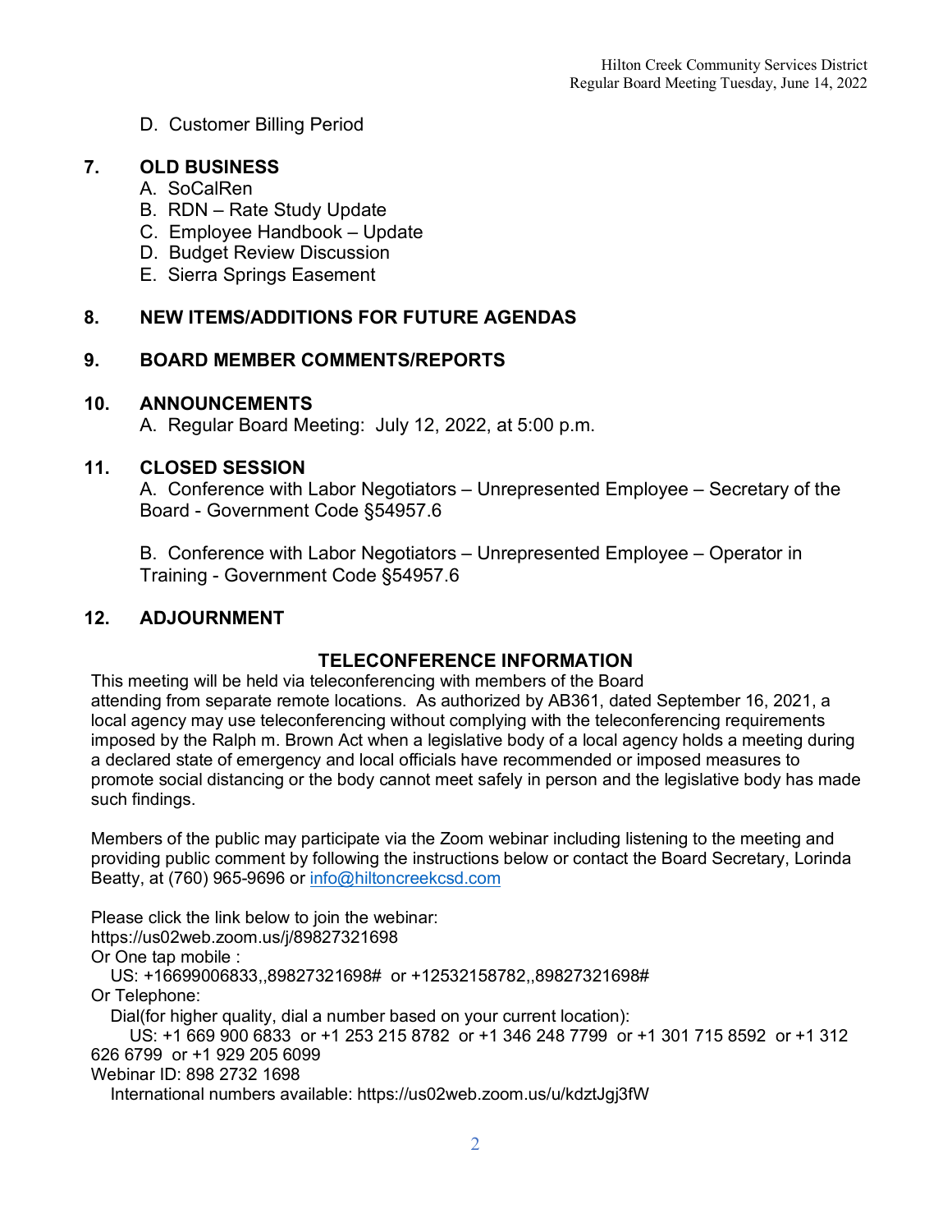D. Customer Billing Period

## 7. OLD BUSINESS

A. SoCalRen
B. RDN – Rate Study Update
C. Employee Handbook – Update
D. Budget Review Discussion
E. Sierra Springs Easement

## 8. NEW ITEMS/ADDITIONS FOR FUTURE AGENDAS

## 9. BOARD MEMBER COMMENTS/REPORTS

## 10. ANNOUNCEMENTS

A. Regular Board Meeting: July 12, 2022, at 5:00 p.m.

## 11. CLOSED SESSION

A. Conference with Labor Negotiators – Unrepresented Employee – Secretary of the Board - Government Code §54957.6

B. Conference with Labor Negotiators – Unrepresented Employee – Operator in Training - Government Code §54957.6

## 12. ADJOURNMENT

### TELECONFERENCE INFORMATION

This meeting will be held via teleconferencing with members of the Board attending from separate remote locations. As authorized by AB361, dated September 16, 2021, a local agency may use teleconferencing without complying with the teleconferencing requirements imposed by the Ralph m. Brown Act when a legislative body of a local agency holds a meeting during a declared state of emergency and local officials have recommended or imposed measures to promote social distancing or the body cannot meet safely in person and the legislative body has made such findings.

Members of the public may participate via the Zoom webinar including listening to the meeting and providing public comment by following the instructions below or contact the Board Secretary, Lorinda Beatty, at (760) 965-9696 or info@hiltoncreekcsd.com

Please click the link below to join the webinar:
https://us02web.zoom.us/j/89827321698
Or One tap mobile :
US: +16699006833,,89827321698# or +12532158782,,89827321698#
Or Telephone:
Dial(for higher quality, dial a number based on your current location):
US: +1 669 900 6833 or +1 253 215 8782 or +1 346 248 7799 or +1 301 715 8592 or +1 312 626 6799 or +1 929 205 6099
Webinar ID: 898 2732 1698
International numbers available: https://us02web.zoom.us/u/kdztJgj3fW